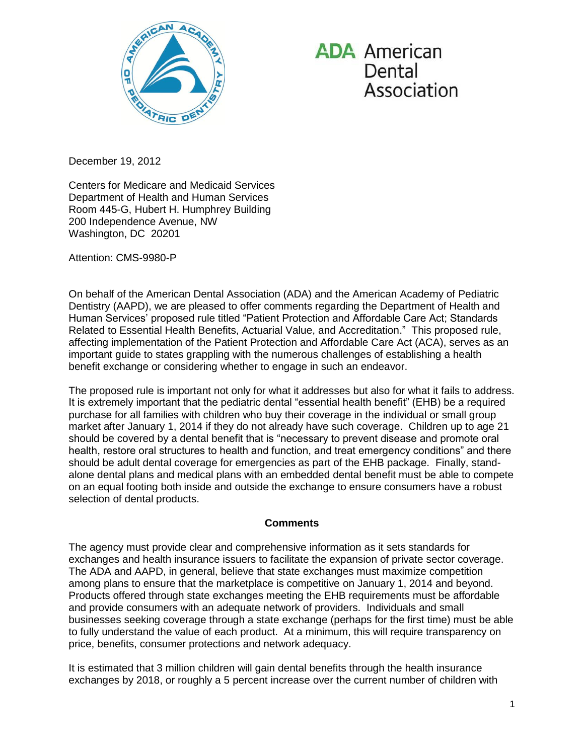American Dental Association

December 19, 2012

Centers for Medicare and Medicaid Services
Department of Health and Human Services
Room 445-G, Hubert H. Humphrey Building
200 Independence Avenue, NW
Washington, DC 20201

Attention: CMS-9980-P

On behalf of the American Dental Association (ADA) and the American Academy of Pediatric Dentistry (AAPD), we are pleased to offer comments regarding the Department of Health and Human Services' proposed rule titled "Patient Protection and Affordable Care Act; Standards Related to Essential Health Benefits, Actuarial Value, and Accreditation." This proposed rule, affecting implementation of the Patient Protection and Affordable Care Act (ACA), serves as an important guide to states grappling with the numerous challenges of establishing a health benefit exchange or considering whether to engage in such an endeavor.

The proposed rule is important not only for what it addresses but also for what it fails to address. It is extremely important that the pediatric dental "essential health benefit" (EHB) be a required purchase for all families with children who buy their coverage in the individual or small group market after January 1, 2014 if they do not already have such coverage. Children up to age 21 should be covered by a dental benefit that is "necessary to prevent disease and promote oral health, restore oral structures to health and function, and treat emergency conditions" and there should be adult dental coverage for emergencies as part of the EHB package. Finally, stand-alone dental plans and medical plans with an embedded dental benefit must be able to compete on an equal footing both inside and outside the exchange to ensure consumers have a robust selection of dental products.

## Comments

The agency must provide clear and comprehensive information as it sets standards for exchanges and health insurance issuers to facilitate the expansion of private sector coverage. The ADA and AAPD, in general, believe that state exchanges must maximize competition among plans to ensure that the marketplace is competitive on January 1, 2014 and beyond. Products offered through state exchanges meeting the EHB requirements must be affordable and provide consumers with an adequate network of providers. Individuals and small businesses seeking coverage through a state exchange (perhaps for the first time) must be able to fully understand the value of each product. At a minimum, this will require transparency on price, benefits, consumer protections and network adequacy.

It is estimated that 3 million children will gain dental benefits through the health insurance exchanges by 2018, or roughly a 5 percent increase over the current number of children with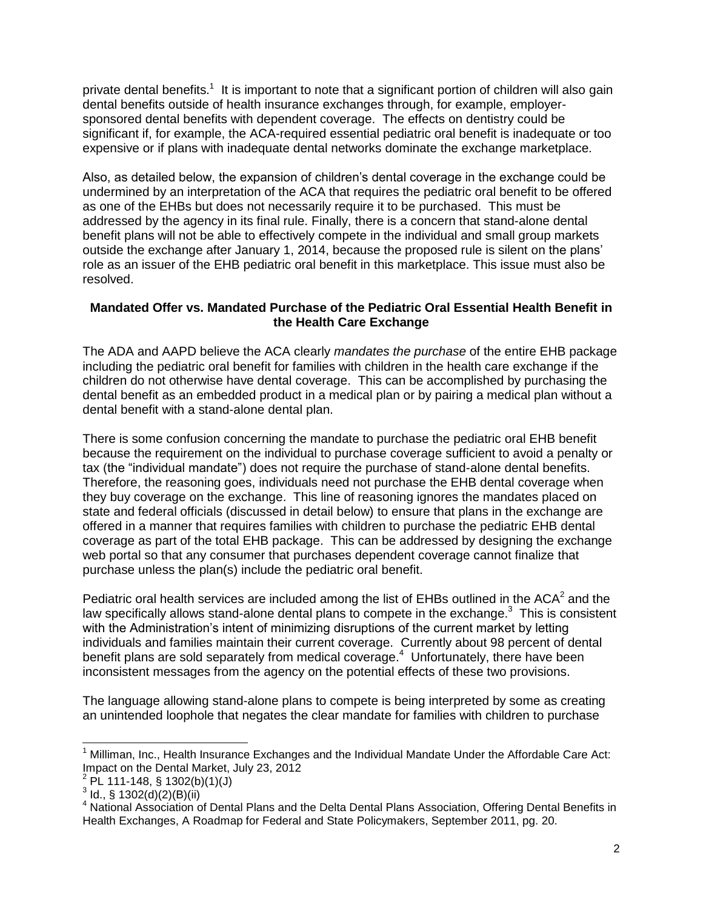private dental benefits.[1] It is important to note that a significant portion of children will also gain dental benefits outside of health insurance exchanges through, for example, employer-sponsored dental benefits with dependent coverage. The effects on dentistry could be significant if, for example, the ACA-required essential pediatric oral benefit is inadequate or too expensive or if plans with inadequate dental networks dominate the exchange marketplace.

Also, as detailed below, the expansion of children's dental coverage in the exchange could be undermined by an interpretation of the ACA that requires the pediatric oral benefit to be offered as one of the EHBs but does not necessarily require it to be purchased. This must be addressed by the agency in its final rule. Finally, there is a concern that stand-alone dental benefit plans will not be able to effectively compete in the individual and small group markets outside the exchange after January 1, 2014, because the proposed rule is silent on the plans' role as an issuer of the EHB pediatric oral benefit in this marketplace. This issue must also be resolved.

**Mandated Offer vs. Mandated Purchase of the Pediatric Oral Essential Health Benefit in the Health Care Exchange**

The ADA and AAPD believe the ACA clearly *mandates the purchase* of the entire EHB package including the pediatric oral benefit for families with children in the health care exchange if the children do not otherwise have dental coverage. This can be accomplished by purchasing the dental benefit as an embedded product in a medical plan or by pairing a medical plan without a dental benefit with a stand-alone dental plan.

There is some confusion concerning the mandate to purchase the pediatric oral EHB benefit because the requirement on the individual to purchase coverage sufficient to avoid a penalty or tax (the "individual mandate") does not require the purchase of stand-alone dental benefits. Therefore, the reasoning goes, individuals need not purchase the EHB dental coverage when they buy coverage on the exchange. This line of reasoning ignores the mandates placed on state and federal officials (discussed in detail below) to ensure that plans in the exchange are offered in a manner that requires families with children to purchase the pediatric EHB dental coverage as part of the total EHB package. This can be addressed by designing the exchange web portal so that any consumer that purchases dependent coverage cannot finalize that purchase unless the plan(s) include the pediatric oral benefit.

Pediatric oral health services are included among the list of EHBs outlined in the ACA[2] and the law specifically allows stand-alone dental plans to compete in the exchange.[3] This is consistent with the Administration's intent of minimizing disruptions of the current market by letting individuals and families maintain their current coverage. Currently about 98 percent of dental benefit plans are sold separately from medical coverage.[4] Unfortunately, there have been inconsistent messages from the agency on the potential effects of these two provisions.

The language allowing stand-alone plans to compete is being interpreted by some as creating an unintended loophole that negates the clear mandate for families with children to purchase

---

[1] Milliman, Inc., Health Insurance Exchanges and the Individual Mandate Under the Affordable Care Act: Impact on the Dental Market, July 23, 2012

[2] PL 111-148, § 1302(b)(1)(J)

[3] Id., § 1302(d)(2)(B)(ii)

[4] National Association of Dental Plans and the Delta Dental Plans Association, Offering Dental Benefits in Health Exchanges, A Roadmap for Federal and State Policymakers, September 2011, pg. 20.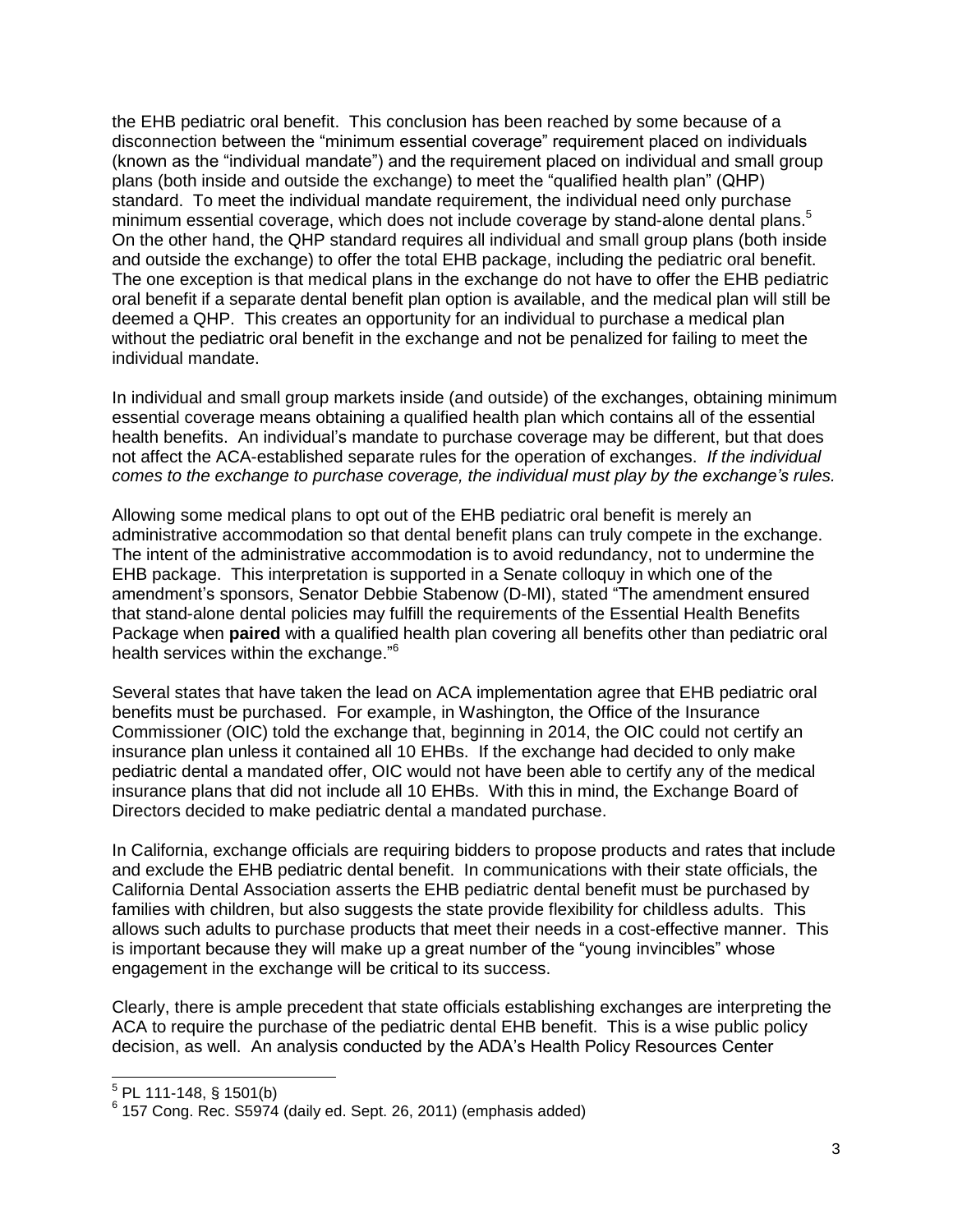the EHB pediatric oral benefit. This conclusion has been reached by some because of a disconnection between the "minimum essential coverage" requirement placed on individuals (known as the "individual mandate") and the requirement placed on individual and small group plans (both inside and outside the exchange) to meet the "qualified health plan" (QHP) standard. To meet the individual mandate requirement, the individual need only purchase minimum essential coverage, which does not include coverage by stand-alone dental plans.[5] On the other hand, the QHP standard requires all individual and small group plans (both inside and outside the exchange) to offer the total EHB package, including the pediatric oral benefit. The one exception is that medical plans in the exchange do not have to offer the EHB pediatric oral benefit if a separate dental benefit plan option is available, and the medical plan will still be deemed a QHP. This creates an opportunity for an individual to purchase a medical plan without the pediatric oral benefit in the exchange and not be penalized for failing to meet the individual mandate.

In individual and small group markets inside (and outside) of the exchanges, obtaining minimum essential coverage means obtaining a qualified health plan which contains all of the essential health benefits. An individual's mandate to purchase coverage may be different, but that does not affect the ACA-established separate rules for the operation of exchanges. *If the individual comes to the exchange to purchase coverage, the individual must play by the exchange's rules.*

Allowing some medical plans to opt out of the EHB pediatric oral benefit is merely an administrative accommodation so that dental benefit plans can truly compete in the exchange. The intent of the administrative accommodation is to avoid redundancy, not to undermine the EHB package. This interpretation is supported in a Senate colloquy in which one of the amendment's sponsors, Senator Debbie Stabenow (D-MI), stated "The amendment ensured that stand-alone dental policies may fulfill the requirements of the Essential Health Benefits Package when **paired** with a qualified health plan covering all benefits other than pediatric oral health services within the exchange."[6]

Several states that have taken the lead on ACA implementation agree that EHB pediatric oral benefits must be purchased. For example, in Washington, the Office of the Insurance Commissioner (OIC) told the exchange that, beginning in 2014, the OIC could not certify an insurance plan unless it contained all 10 EHBs. If the exchange had decided to only make pediatric dental a mandated offer, OIC would not have been able to certify any of the medical insurance plans that did not include all 10 EHBs. With this in mind, the Exchange Board of Directors decided to make pediatric dental a mandated purchase.

In California, exchange officials are requiring bidders to propose products and rates that include and exclude the EHB pediatric dental benefit. In communications with their state officials, the California Dental Association asserts the EHB pediatric dental benefit must be purchased by families with children, but also suggests the state provide flexibility for childless adults. This allows such adults to purchase products that meet their needs in a cost-effective manner. This is important because they will make up a great number of the "young invincibles" whose engagement in the exchange will be critical to its success.

Clearly, there is ample precedent that state officials establishing exchanges are interpreting the ACA to require the purchase of the pediatric dental EHB benefit. This is a wise public policy decision, as well. An analysis conducted by the ADA's Health Policy Resources Center

---

[5] PL 111-148, § 1501(b)

[6] 157 Cong. Rec. S5974 (daily ed. Sept. 26, 2011) (emphasis added)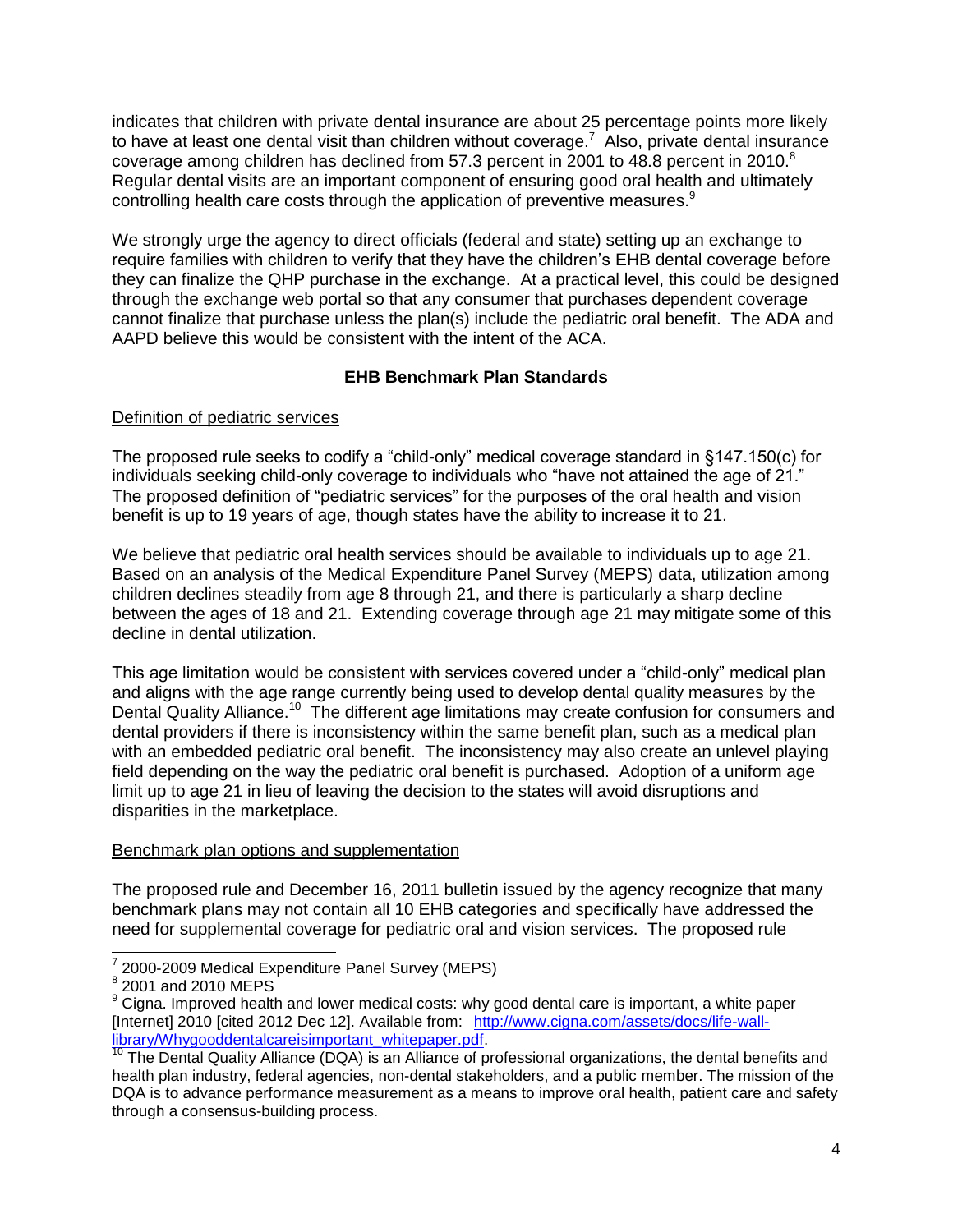indicates that children with private dental insurance are about 25 percentage points more likely to have at least one dental visit than children without coverage.[7] Also, private dental insurance coverage among children has declined from 57.3 percent in 2001 to 48.8 percent in 2010.[8] Regular dental visits are an important component of ensuring good oral health and ultimately controlling health care costs through the application of preventive measures.[9]

We strongly urge the agency to direct officials (federal and state) setting up an exchange to require families with children to verify that they have the children's EHB dental coverage before they can finalize the QHP purchase in the exchange. At a practical level, this could be designed through the exchange web portal so that any consumer that purchases dependent coverage cannot finalize that purchase unless the plan(s) include the pediatric oral benefit. The ADA and AAPD believe this would be consistent with the intent of the ACA.

**EHB Benchmark Plan Standards**

Definition of pediatric services

The proposed rule seeks to codify a "child-only" medical coverage standard in §147.150(c) for individuals seeking child-only coverage to individuals who "have not attained the age of 21." The proposed definition of "pediatric services" for the purposes of the oral health and vision benefit is up to 19 years of age, though states have the ability to increase it to 21.

We believe that pediatric oral health services should be available to individuals up to age 21. Based on an analysis of the Medical Expenditure Panel Survey (MEPS) data, utilization among children declines steadily from age 8 through 21, and there is particularly a sharp decline between the ages of 18 and 21. Extending coverage through age 21 may mitigate some of this decline in dental utilization.

This age limitation would be consistent with services covered under a "child-only" medical plan and aligns with the age range currently being used to develop dental quality measures by the Dental Quality Alliance.[10] The different age limitations may create confusion for consumers and dental providers if there is inconsistency within the same benefit plan, such as a medical plan with an embedded pediatric oral benefit. The inconsistency may also create an unlevel playing field depending on the way the pediatric oral benefit is purchased. Adoption of a uniform age limit up to age 21 in lieu of leaving the decision to the states will avoid disruptions and disparities in the marketplace.

Benchmark plan options and supplementation

The proposed rule and December 16, 2011 bulletin issued by the agency recognize that many benchmark plans may not contain all 10 EHB categories and specifically have addressed the need for supplemental coverage for pediatric oral and vision services. The proposed rule

---

[7] 2000-2009 Medical Expenditure Panel Survey (MEPS)

[8] 2001 and 2010 MEPS

[9] Cigna. Improved health and lower medical costs: why good dental care is important, a white paper [Internet] 2010 [cited 2012 Dec 12]. Available from: http://www.cigna.com/assets/docs/life-wall-library/Whygooddentalcareisimportant_whitepaper.pdf.

[10] The Dental Quality Alliance (DQA) is an Alliance of professional organizations, the dental benefits and health plan industry, federal agencies, non-dental stakeholders, and a public member. The mission of the DQA is to advance performance measurement as a means to improve oral health, patient care and safety through a consensus-building process.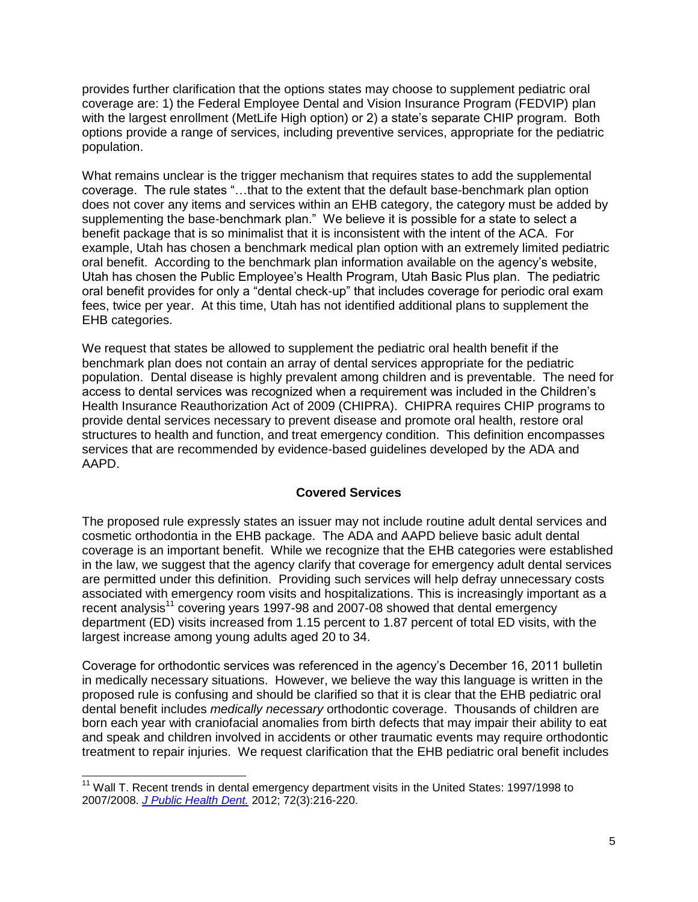provides further clarification that the options states may choose to supplement pediatric oral coverage are: 1) the Federal Employee Dental and Vision Insurance Program (FEDVIP) plan with the largest enrollment (MetLife High option) or 2) a state's separate CHIP program. Both options provide a range of services, including preventive services, appropriate for the pediatric population.

What remains unclear is the trigger mechanism that requires states to add the supplemental coverage. The rule states "…that to the extent that the default base-benchmark plan option does not cover any items and services within an EHB category, the category must be added by supplementing the base-benchmark plan." We believe it is possible for a state to select a benefit package that is so minimalist that it is inconsistent with the intent of the ACA. For example, Utah has chosen a benchmark medical plan option with an extremely limited pediatric oral benefit. According to the benchmark plan information available on the agency's website, Utah has chosen the Public Employee's Health Program, Utah Basic Plus plan. The pediatric oral benefit provides for only a "dental check-up" that includes coverage for periodic oral exam fees, twice per year. At this time, Utah has not identified additional plans to supplement the EHB categories.

We request that states be allowed to supplement the pediatric oral health benefit if the benchmark plan does not contain an array of dental services appropriate for the pediatric population. Dental disease is highly prevalent among children and is preventable. The need for access to dental services was recognized when a requirement was included in the Children's Health Insurance Reauthorization Act of 2009 (CHIPRA). CHIPRA requires CHIP programs to provide dental services necessary to prevent disease and promote oral health, restore oral structures to health and function, and treat emergency condition. This definition encompasses services that are recommended by evidence-based guidelines developed by the ADA and AAPD.

## Covered Services

The proposed rule expressly states an issuer may not include routine adult dental services and cosmetic orthodontia in the EHB package. The ADA and AAPD believe basic adult dental coverage is an important benefit. While we recognize that the EHB categories were established in the law, we suggest that the agency clarify that coverage for emergency adult dental services are permitted under this definition. Providing such services will help defray unnecessary costs associated with emergency room visits and hospitalizations. This is increasingly important as a recent analysis[11] covering years 1997-98 and 2007-08 showed that dental emergency department (ED) visits increased from 1.15 percent to 1.87 percent of total ED visits, with the largest increase among young adults aged 20 to 34.

Coverage for orthodontic services was referenced in the agency's December 16, 2011 bulletin in medically necessary situations. However, we believe the way this language is written in the proposed rule is confusing and should be clarified so that it is clear that the EHB pediatric oral dental benefit includes *medically necessary* orthodontic coverage. Thousands of children are born each year with craniofacial anomalies from birth defects that may impair their ability to eat and speak and children involved in accidents or other traumatic events may require orthodontic treatment to repair injuries. We request clarification that the EHB pediatric oral benefit includes

---

[11] Wall T. Recent trends in dental emergency department visits in the United States: 1997/1998 to 2007/2008. *J Public Health Dent.* 2012; 72(3):216-220.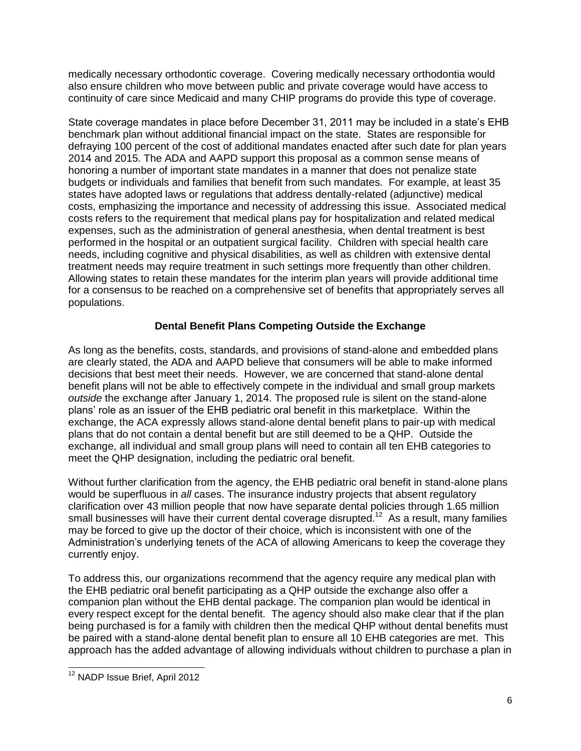medically necessary orthodontic coverage. Covering medically necessary orthodontia would also ensure children who move between public and private coverage would have access to continuity of care since Medicaid and many CHIP programs do provide this type of coverage.

State coverage mandates in place before December 31, 2011 may be included in a state's EHB benchmark plan without additional financial impact on the state. States are responsible for defraying 100 percent of the cost of additional mandates enacted after such date for plan years 2014 and 2015. The ADA and AAPD support this proposal as a common sense means of honoring a number of important state mandates in a manner that does not penalize state budgets or individuals and families that benefit from such mandates. For example, at least 35 states have adopted laws or regulations that address dentally-related (adjunctive) medical costs, emphasizing the importance and necessity of addressing this issue. Associated medical costs refers to the requirement that medical plans pay for hospitalization and related medical expenses, such as the administration of general anesthesia, when dental treatment is best performed in the hospital or an outpatient surgical facility. Children with special health care needs, including cognitive and physical disabilities, as well as children with extensive dental treatment needs may require treatment in such settings more frequently than other children. Allowing states to retain these mandates for the interim plan years will provide additional time for a consensus to be reached on a comprehensive set of benefits that appropriately serves all populations.

**Dental Benefit Plans Competing Outside the Exchange**

As long as the benefits, costs, standards, and provisions of stand-alone and embedded plans are clearly stated, the ADA and AAPD believe that consumers will be able to make informed decisions that best meet their needs. However, we are concerned that stand-alone dental benefit plans will not be able to effectively compete in the individual and small group markets *outside* the exchange after January 1, 2014. The proposed rule is silent on the stand-alone plans' role as an issuer of the EHB pediatric oral benefit in this marketplace. Within the exchange, the ACA expressly allows stand-alone dental benefit plans to pair-up with medical plans that do not contain a dental benefit but are still deemed to be a QHP. Outside the exchange, all individual and small group plans will need to contain all ten EHB categories to meet the QHP designation, including the pediatric oral benefit.

Without further clarification from the agency, the EHB pediatric oral benefit in stand-alone plans would be superfluous in *all* cases. The insurance industry projects that absent regulatory clarification over 43 million people that now have separate dental policies through 1.65 million small businesses will have their current dental coverage disrupted.[12] As a result, many families may be forced to give up the doctor of their choice, which is inconsistent with one of the Administration's underlying tenets of the ACA of allowing Americans to keep the coverage they currently enjoy.

To address this, our organizations recommend that the agency require any medical plan with the EHB pediatric oral benefit participating as a QHP outside the exchange also offer a companion plan without the EHB dental package. The companion plan would be identical in every respect except for the dental benefit. The agency should also make clear that if the plan being purchased is for a family with children then the medical QHP without dental benefits must be paired with a stand-alone dental benefit plan to ensure all 10 EHB categories are met. This approach has the added advantage of allowing individuals without children to purchase a plan in

---

[12] NADP Issue Brief, April 2012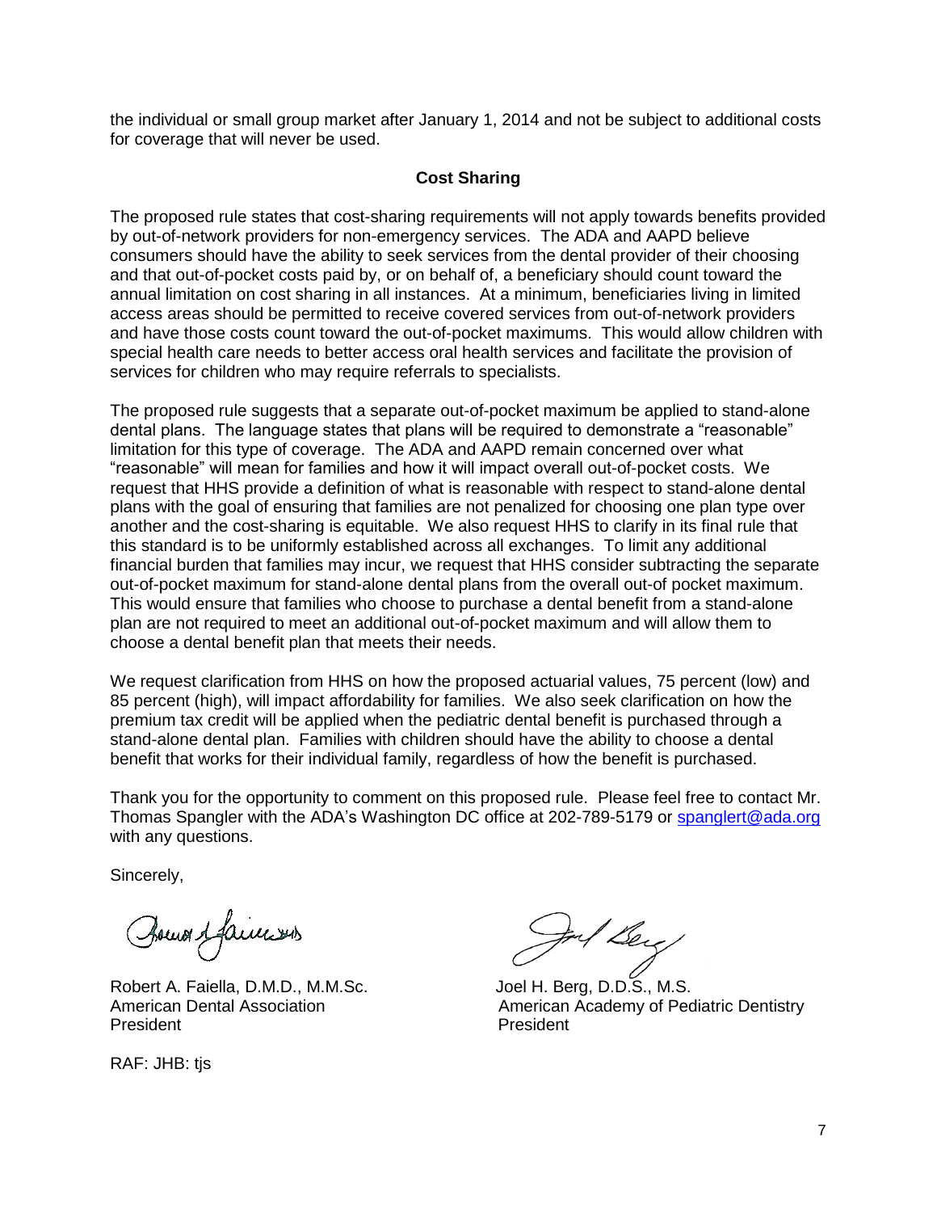the individual or small group market after January 1, 2014 and not be subject to additional costs for coverage that will never be used.

**Cost Sharing**

The proposed rule states that cost-sharing requirements will not apply towards benefits provided by out-of-network providers for non-emergency services. The ADA and AAPD believe consumers should have the ability to seek services from the dental provider of their choosing and that out-of-pocket costs paid by, or on behalf of, a beneficiary should count toward the annual limitation on cost sharing in all instances. At a minimum, beneficiaries living in limited access areas should be permitted to receive covered services from out-of-network providers and have those costs count toward the out-of-pocket maximums. This would allow children with special health care needs to better access oral health services and facilitate the provision of services for children who may require referrals to specialists.

The proposed rule suggests that a separate out-of-pocket maximum be applied to stand-alone dental plans. The language states that plans will be required to demonstrate a "reasonable" limitation for this type of coverage. The ADA and AAPD remain concerned over what "reasonable" will mean for families and how it will impact overall out-of-pocket costs. We request that HHS provide a definition of what is reasonable with respect to stand-alone dental plans with the goal of ensuring that families are not penalized for choosing one plan type over another and the cost-sharing is equitable. We also request HHS to clarify in its final rule that this standard is to be uniformly established across all exchanges. To limit any additional financial burden that families may incur, we request that HHS consider subtracting the separate out-of-pocket maximum for stand-alone dental plans from the overall out-of pocket maximum. This would ensure that families who choose to purchase a dental benefit from a stand-alone plan are not required to meet an additional out-of-pocket maximum and will allow them to choose a dental benefit plan that meets their needs.

We request clarification from HHS on how the proposed actuarial values, 75 percent (low) and 85 percent (high), will impact affordability for families. We also seek clarification on how the premium tax credit will be applied when the pediatric dental benefit is purchased through a stand-alone dental plan. Families with children should have the ability to choose a dental benefit that works for their individual family, regardless of how the benefit is purchased.

Thank you for the opportunity to comment on this proposed rule. Please feel free to contact Mr. Thomas Spangler with the ADA's Washington DC office at 202-789-5179 or spanglert@ada.org with any questions.

Sincerely,

Robert A. Faiella, D.M.D., M.M.Sc.
American Dental Association
President

Joel H. Berg, D.D.S., M.S.
American Academy of Pediatric Dentistry
President

RAF: JHB: tjs